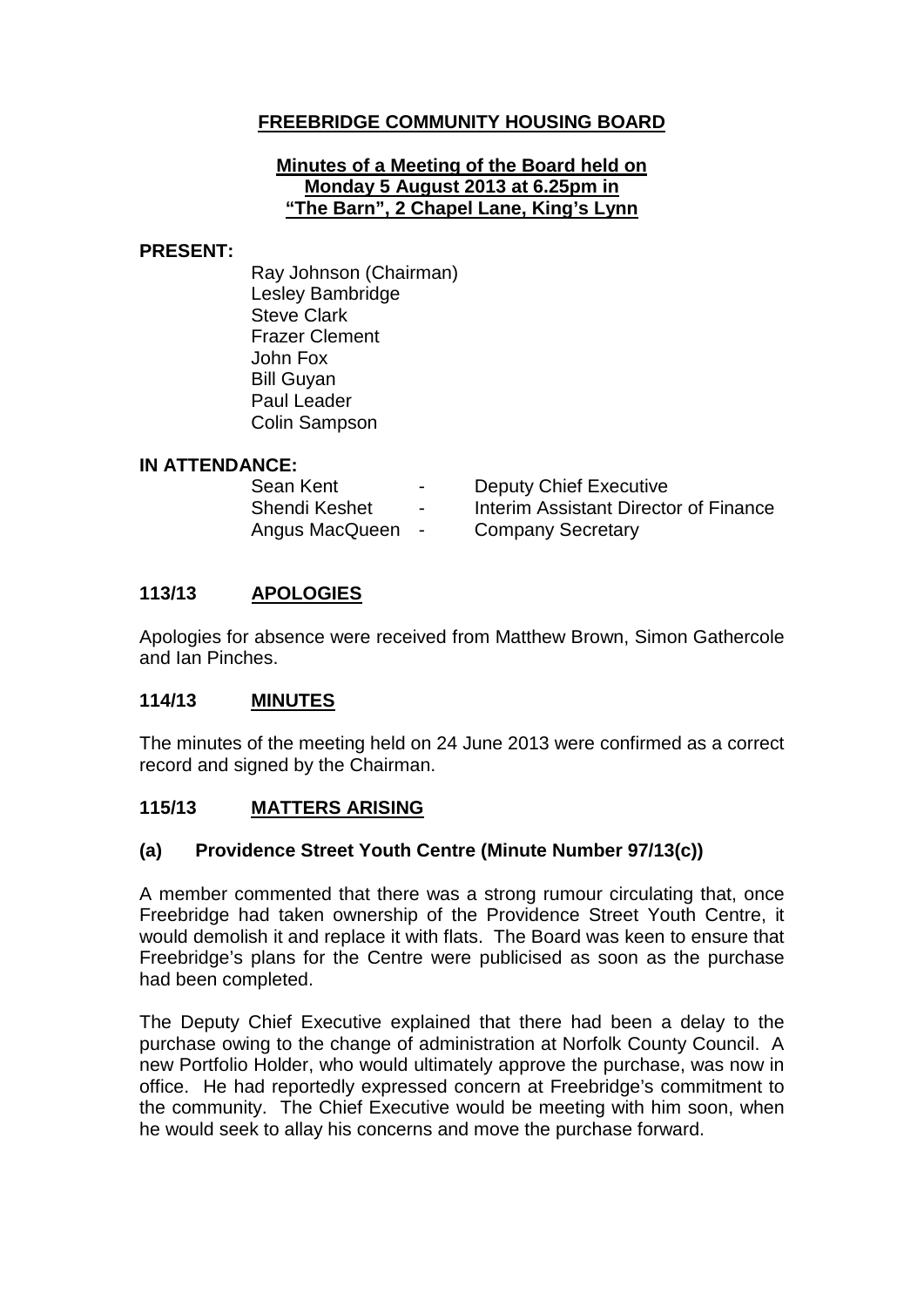# FREEBRIDGE COMMUNITY HOUSING BOARD

**Minutes of a Meeting of the Board held on Monday 5 August 2013 at 6.25pm in "The Barn", 2 Chapel Lane, King's Lynn**

**PRESENT:**

Ray Johnson (Chairman)
Lesley Bambridge
Steve Clark
Frazer Clement
John Fox
Bill Guyan
Paul Leader
Colin Sampson

**IN ATTENDANCE:**

| | | |
|---|---|---|
| Sean Kent | - | Deputy Chief Executive |
| Shendi Keshet | - | Interim Assistant Director of Finance |
| Angus MacQueen | - | Company Secretary |

## 113/13 APOLOGIES

Apologies for absence were received from Matthew Brown, Simon Gathercole and Ian Pinches.

## 114/13 MINUTES

The minutes of the meeting held on 24 June 2013 were confirmed as a correct record and signed by the Chairman.

## 115/13 MATTERS ARISING

### (a) Providence Street Youth Centre (Minute Number 97/13(c))

A member commented that there was a strong rumour circulating that, once Freebridge had taken ownership of the Providence Street Youth Centre, it would demolish it and replace it with flats. The Board was keen to ensure that Freebridge's plans for the Centre were publicised as soon as the purchase had been completed.

The Deputy Chief Executive explained that there had been a delay to the purchase owing to the change of administration at Norfolk County Council. A new Portfolio Holder, who would ultimately approve the purchase, was now in office. He had reportedly expressed concern at Freebridge's commitment to the community. The Chief Executive would be meeting with him soon, when he would seek to allay his concerns and move the purchase forward.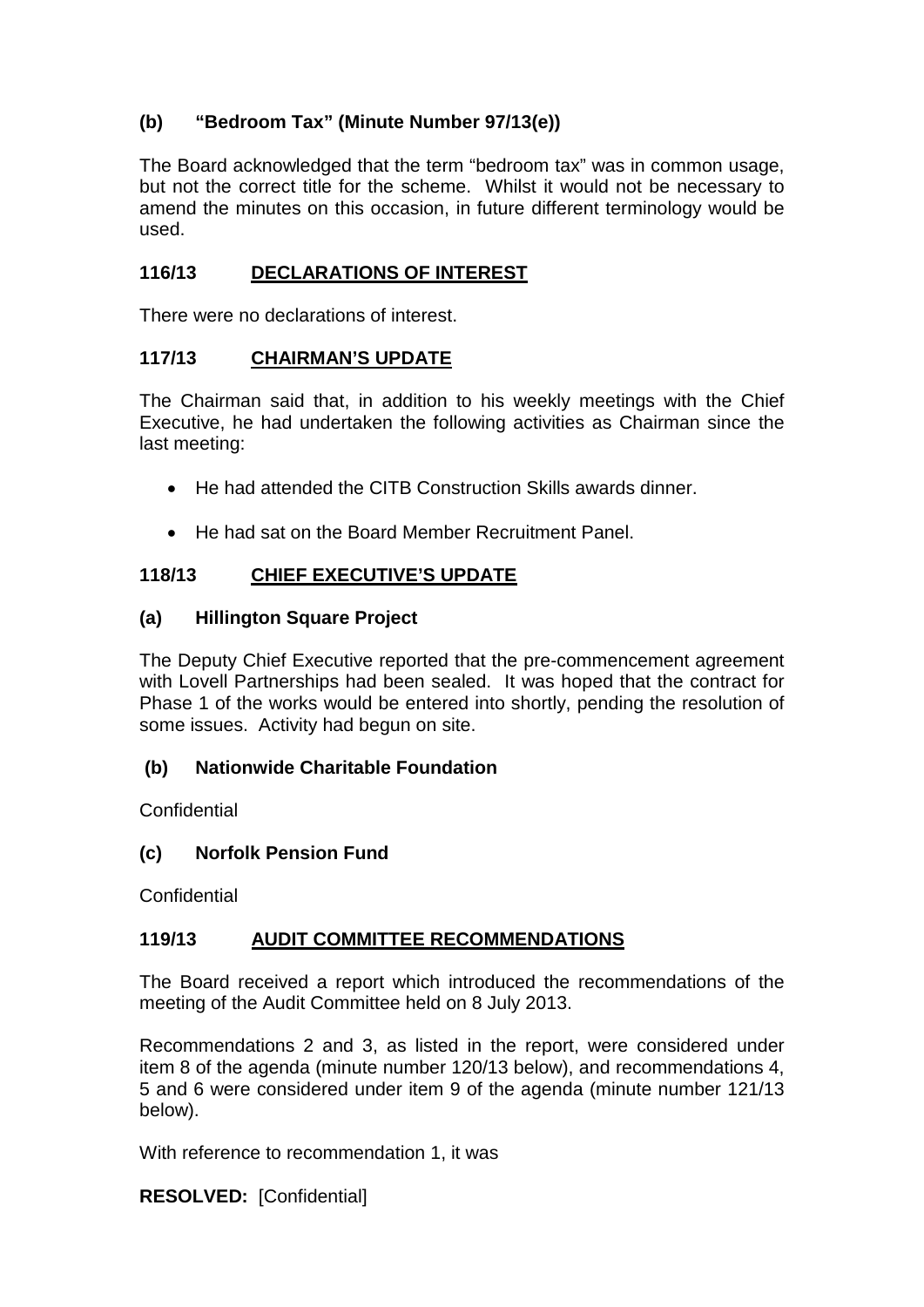### (b) "Bedroom Tax" (Minute Number 97/13(e))

The Board acknowledged that the term "bedroom tax" was in common usage, but not the correct title for the scheme. Whilst it would not be necessary to amend the minutes on this occasion, in future different terminology would be used.

## 116/13 DECLARATIONS OF INTEREST

There were no declarations of interest.

## 117/13 CHAIRMAN'S UPDATE

The Chairman said that, in addition to his weekly meetings with the Chief Executive, he had undertaken the following activities as Chairman since the last meeting:

- He had attended the CITB Construction Skills awards dinner.
- He had sat on the Board Member Recruitment Panel.

## 118/13 CHIEF EXECUTIVE'S UPDATE

### (a) Hillington Square Project

The Deputy Chief Executive reported that the pre-commencement agreement with Lovell Partnerships had been sealed. It was hoped that the contract for Phase 1 of the works would be entered into shortly, pending the resolution of some issues. Activity had begun on site.

### (b) Nationwide Charitable Foundation

Confidential

### (c) Norfolk Pension Fund

Confidential

## 119/13 AUDIT COMMITTEE RECOMMENDATIONS

The Board received a report which introduced the recommendations of the meeting of the Audit Committee held on 8 July 2013.

Recommendations 2 and 3, as listed in the report, were considered under item 8 of the agenda (minute number 120/13 below), and recommendations 4, 5 and 6 were considered under item 9 of the agenda (minute number 121/13 below).

With reference to recommendation 1, it was

**RESOLVED:** [Confidential]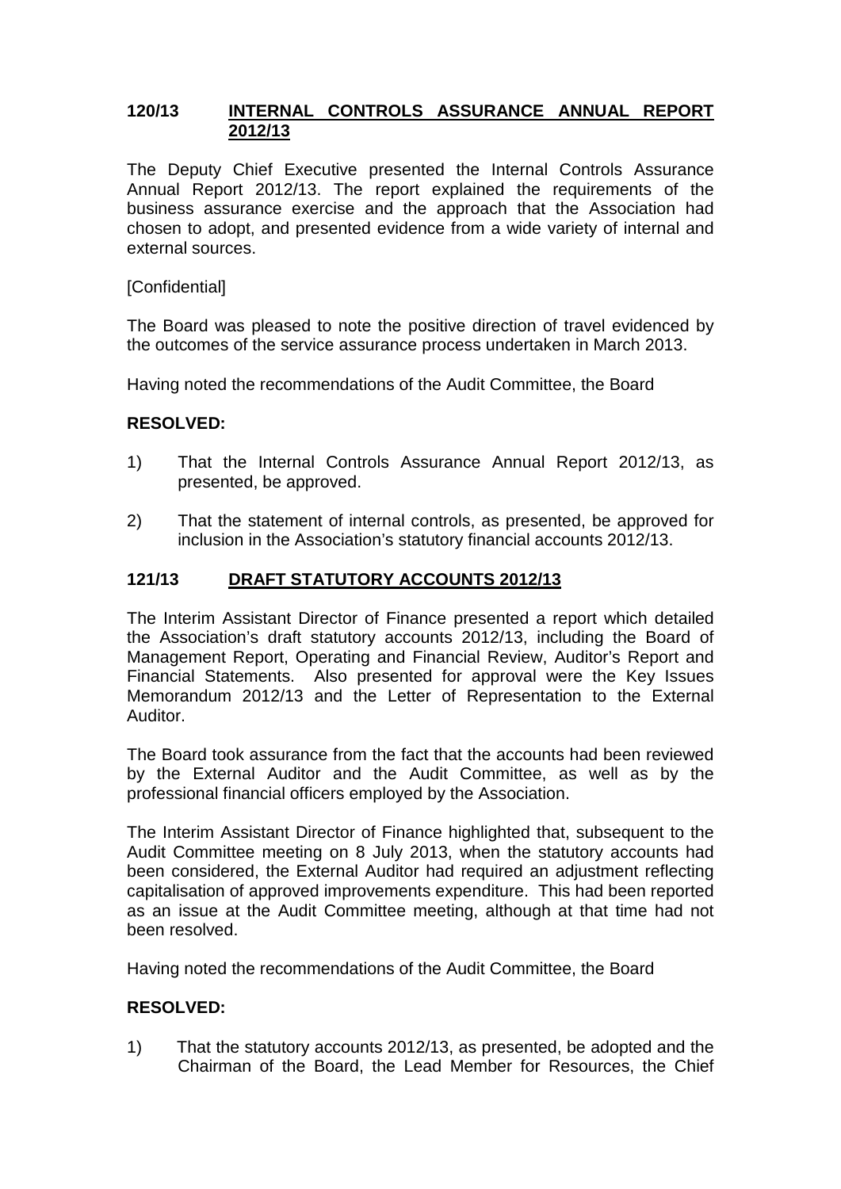## 120/13 INTERNAL CONTROLS ASSURANCE ANNUAL REPORT 2012/13

The Deputy Chief Executive presented the Internal Controls Assurance Annual Report 2012/13. The report explained the requirements of the business assurance exercise and the approach that the Association had chosen to adopt, and presented evidence from a wide variety of internal and external sources.

[Confidential]

The Board was pleased to note the positive direction of travel evidenced by the outcomes of the service assurance process undertaken in March 2013.

Having noted the recommendations of the Audit Committee, the Board

**RESOLVED:**

1) That the Internal Controls Assurance Annual Report 2012/13, as presented, be approved.

2) That the statement of internal controls, as presented, be approved for inclusion in the Association's statutory financial accounts 2012/13.

## 121/13 DRAFT STATUTORY ACCOUNTS 2012/13

The Interim Assistant Director of Finance presented a report which detailed the Association's draft statutory accounts 2012/13, including the Board of Management Report, Operating and Financial Review, Auditor's Report and Financial Statements. Also presented for approval were the Key Issues Memorandum 2012/13 and the Letter of Representation to the External Auditor.

The Board took assurance from the fact that the accounts had been reviewed by the External Auditor and the Audit Committee, as well as by the professional financial officers employed by the Association.

The Interim Assistant Director of Finance highlighted that, subsequent to the Audit Committee meeting on 8 July 2013, when the statutory accounts had been considered, the External Auditor had required an adjustment reflecting capitalisation of approved improvements expenditure. This had been reported as an issue at the Audit Committee meeting, although at that time had not been resolved.

Having noted the recommendations of the Audit Committee, the Board

**RESOLVED:**

1) That the statutory accounts 2012/13, as presented, be adopted and the Chairman of the Board, the Lead Member for Resources, the Chief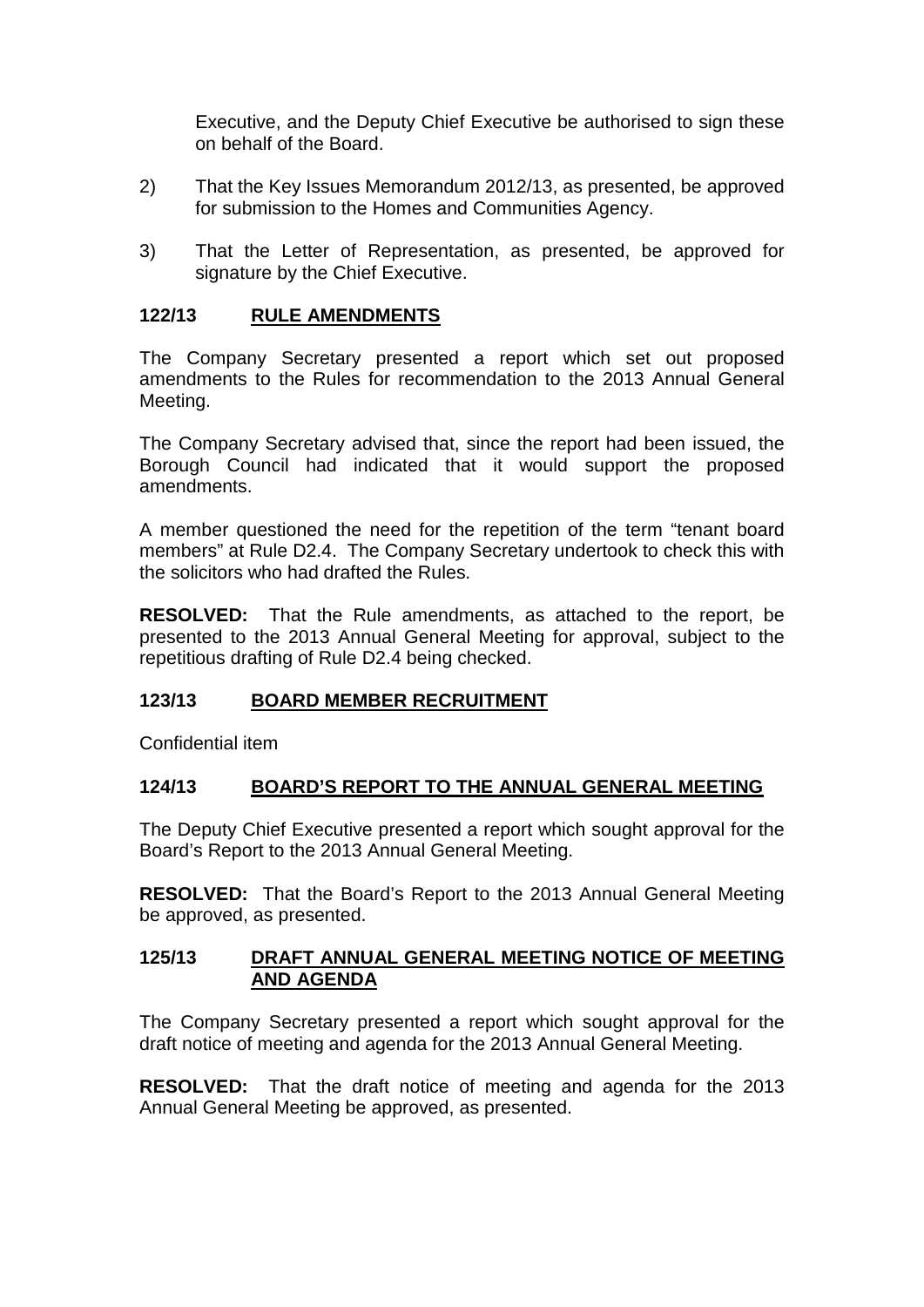Executive, and the Deputy Chief Executive be authorised to sign these on behalf of the Board.

2) That the Key Issues Memorandum 2012/13, as presented, be approved for submission to the Homes and Communities Agency.

3) That the Letter of Representation, as presented, be approved for signature by the Chief Executive.

## 122/13 RULE AMENDMENTS

The Company Secretary presented a report which set out proposed amendments to the Rules for recommendation to the 2013 Annual General Meeting.

The Company Secretary advised that, since the report had been issued, the Borough Council had indicated that it would support the proposed amendments.

A member questioned the need for the repetition of the term "tenant board members" at Rule D2.4. The Company Secretary undertook to check this with the solicitors who had drafted the Rules.

**RESOLVED:** That the Rule amendments, as attached to the report, be presented to the 2013 Annual General Meeting for approval, subject to the repetitious drafting of Rule D2.4 being checked.

## 123/13 BOARD MEMBER RECRUITMENT

Confidential item

## 124/13 BOARD'S REPORT TO THE ANNUAL GENERAL MEETING

The Deputy Chief Executive presented a report which sought approval for the Board's Report to the 2013 Annual General Meeting.

**RESOLVED:** That the Board's Report to the 2013 Annual General Meeting be approved, as presented.

## 125/13 DRAFT ANNUAL GENERAL MEETING NOTICE OF MEETING AND AGENDA

The Company Secretary presented a report which sought approval for the draft notice of meeting and agenda for the 2013 Annual General Meeting.

**RESOLVED:** That the draft notice of meeting and agenda for the 2013 Annual General Meeting be approved, as presented.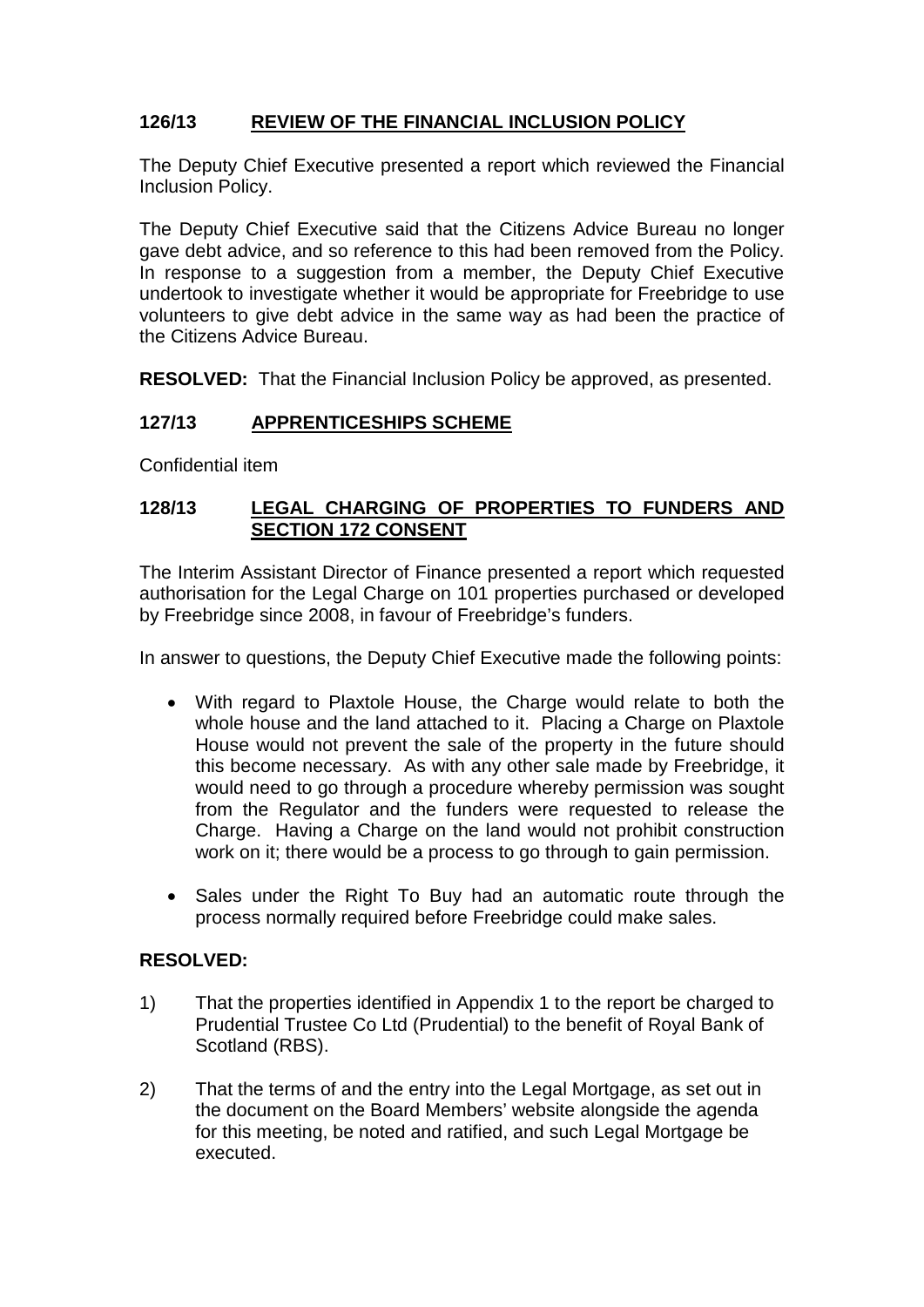## 126/13 REVIEW OF THE FINANCIAL INCLUSION POLICY

The Deputy Chief Executive presented a report which reviewed the Financial Inclusion Policy.

The Deputy Chief Executive said that the Citizens Advice Bureau no longer gave debt advice, and so reference to this had been removed from the Policy. In response to a suggestion from a member, the Deputy Chief Executive undertook to investigate whether it would be appropriate for Freebridge to use volunteers to give debt advice in the same way as had been the practice of the Citizens Advice Bureau.

**RESOLVED:** That the Financial Inclusion Policy be approved, as presented.

## 127/13 APPRENTICESHIPS SCHEME

Confidential item

## 128/13 LEGAL CHARGING OF PROPERTIES TO FUNDERS AND SECTION 172 CONSENT

The Interim Assistant Director of Finance presented a report which requested authorisation for the Legal Charge on 101 properties purchased or developed by Freebridge since 2008, in favour of Freebridge's funders.

In answer to questions, the Deputy Chief Executive made the following points:

- With regard to Plaxtole House, the Charge would relate to both the whole house and the land attached to it. Placing a Charge on Plaxtole House would not prevent the sale of the property in the future should this become necessary. As with any other sale made by Freebridge, it would need to go through a procedure whereby permission was sought from the Regulator and the funders were requested to release the Charge. Having a Charge on the land would not prohibit construction work on it; there would be a process to go through to gain permission.
- Sales under the Right To Buy had an automatic route through the process normally required before Freebridge could make sales.

**RESOLVED:**

1) That the properties identified in Appendix 1 to the report be charged to Prudential Trustee Co Ltd (Prudential) to the benefit of Royal Bank of Scotland (RBS).

2) That the terms of and the entry into the Legal Mortgage, as set out in the document on the Board Members' website alongside the agenda for this meeting, be noted and ratified, and such Legal Mortgage be executed.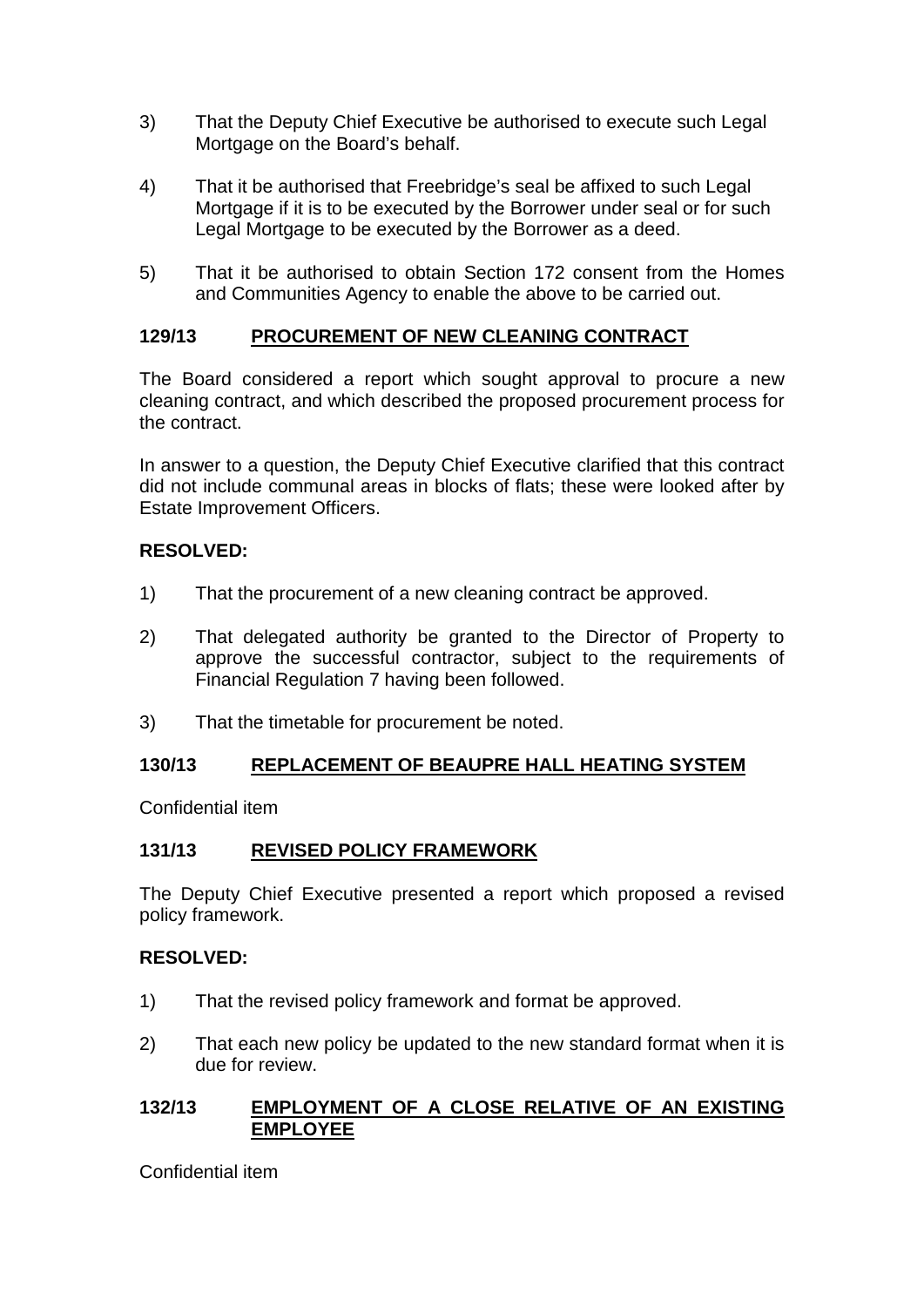3) That the Deputy Chief Executive be authorised to execute such Legal Mortgage on the Board's behalf.

4) That it be authorised that Freebridge's seal be affixed to such Legal Mortgage if it is to be executed by the Borrower under seal or for such Legal Mortgage to be executed by the Borrower as a deed.

5) That it be authorised to obtain Section 172 consent from the Homes and Communities Agency to enable the above to be carried out.

## 129/13 PROCUREMENT OF NEW CLEANING CONTRACT

The Board considered a report which sought approval to procure a new cleaning contract, and which described the proposed procurement process for the contract.

In answer to a question, the Deputy Chief Executive clarified that this contract did not include communal areas in blocks of flats; these were looked after by Estate Improvement Officers.

**RESOLVED:**

1) That the procurement of a new cleaning contract be approved.

2) That delegated authority be granted to the Director of Property to approve the successful contractor, subject to the requirements of Financial Regulation 7 having been followed.

3) That the timetable for procurement be noted.

## 130/13 REPLACEMENT OF BEAUPRE HALL HEATING SYSTEM

Confidential item

## 131/13 REVISED POLICY FRAMEWORK

The Deputy Chief Executive presented a report which proposed a revised policy framework.

**RESOLVED:**

1) That the revised policy framework and format be approved.

2) That each new policy be updated to the new standard format when it is due for review.

## 132/13 EMPLOYMENT OF A CLOSE RELATIVE OF AN EXISTING EMPLOYEE

Confidential item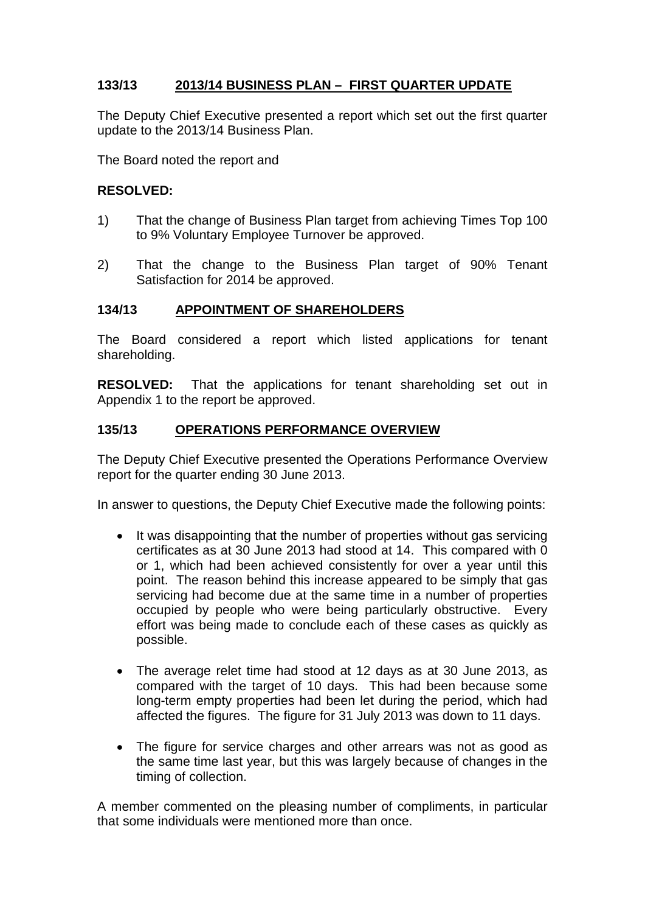## 133/13 2013/14 BUSINESS PLAN – FIRST QUARTER UPDATE

The Deputy Chief Executive presented a report which set out the first quarter update to the 2013/14 Business Plan.

The Board noted the report and

**RESOLVED:**

1) That the change of Business Plan target from achieving Times Top 100 to 9% Voluntary Employee Turnover be approved.

2) That the change to the Business Plan target of 90% Tenant Satisfaction for 2014 be approved.

## 134/13 APPOINTMENT OF SHAREHOLDERS

The Board considered a report which listed applications for tenant shareholding.

**RESOLVED:** That the applications for tenant shareholding set out in Appendix 1 to the report be approved.

## 135/13 OPERATIONS PERFORMANCE OVERVIEW

The Deputy Chief Executive presented the Operations Performance Overview report for the quarter ending 30 June 2013.

In answer to questions, the Deputy Chief Executive made the following points:

- It was disappointing that the number of properties without gas servicing certificates as at 30 June 2013 had stood at 14. This compared with 0 or 1, which had been achieved consistently for over a year until this point. The reason behind this increase appeared to be simply that gas servicing had become due at the same time in a number of properties occupied by people who were being particularly obstructive. Every effort was being made to conclude each of these cases as quickly as possible.

- The average relet time had stood at 12 days as at 30 June 2013, as compared with the target of 10 days. This had been because some long-term empty properties had been let during the period, which had affected the figures. The figure for 31 July 2013 was down to 11 days.

- The figure for service charges and other arrears was not as good as the same time last year, but this was largely because of changes in the timing of collection.

A member commented on the pleasing number of compliments, in particular that some individuals were mentioned more than once.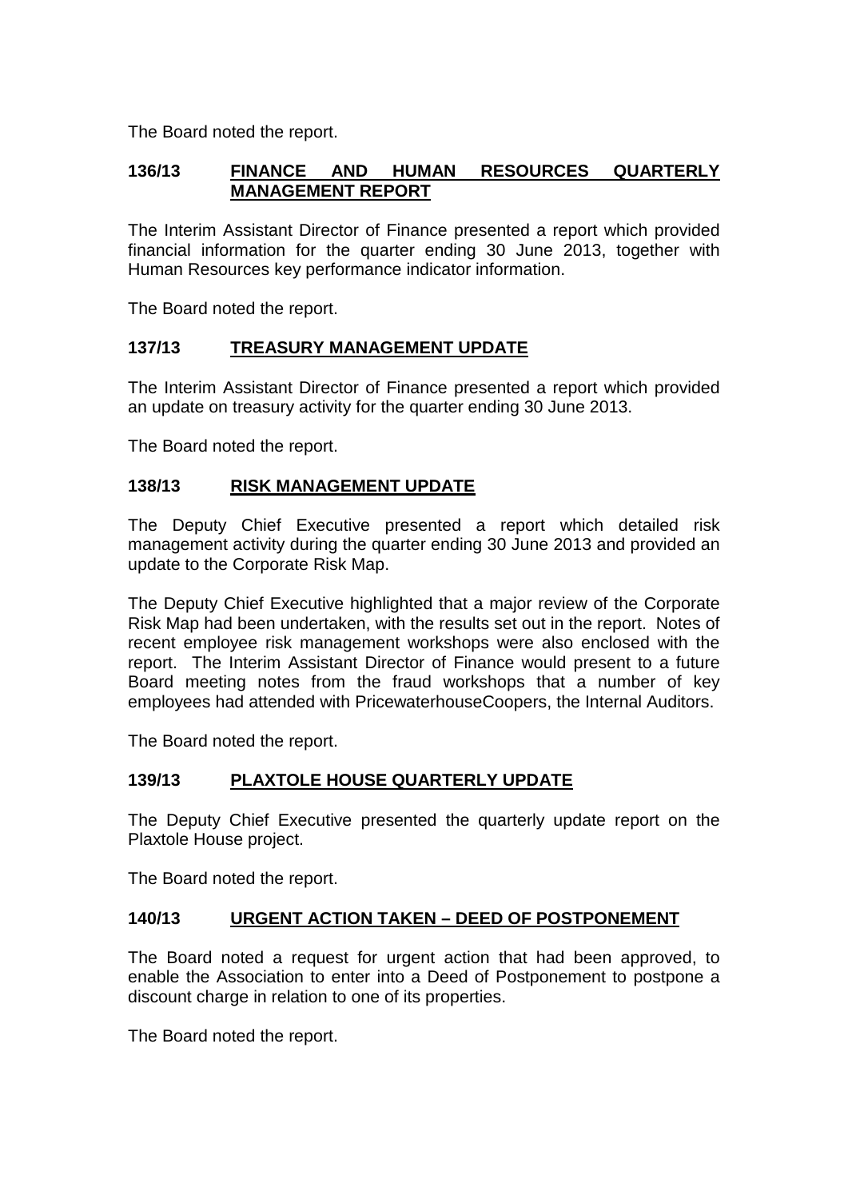The Board noted the report.

## 136/13 FINANCE AND HUMAN RESOURCES QUARTERLY MANAGEMENT REPORT

The Interim Assistant Director of Finance presented a report which provided financial information for the quarter ending 30 June 2013, together with Human Resources key performance indicator information.

The Board noted the report.

## 137/13 TREASURY MANAGEMENT UPDATE

The Interim Assistant Director of Finance presented a report which provided an update on treasury activity for the quarter ending 30 June 2013.

The Board noted the report.

## 138/13 RISK MANAGEMENT UPDATE

The Deputy Chief Executive presented a report which detailed risk management activity during the quarter ending 30 June 2013 and provided an update to the Corporate Risk Map.

The Deputy Chief Executive highlighted that a major review of the Corporate Risk Map had been undertaken, with the results set out in the report. Notes of recent employee risk management workshops were also enclosed with the report. The Interim Assistant Director of Finance would present to a future Board meeting notes from the fraud workshops that a number of key employees had attended with PricewaterhouseCoopers, the Internal Auditors.

The Board noted the report.

## 139/13 PLAXTOLE HOUSE QUARTERLY UPDATE

The Deputy Chief Executive presented the quarterly update report on the Plaxtole House project.

The Board noted the report.

## 140/13 URGENT ACTION TAKEN – DEED OF POSTPONEMENT

The Board noted a request for urgent action that had been approved, to enable the Association to enter into a Deed of Postponement to postpone a discount charge in relation to one of its properties.

The Board noted the report.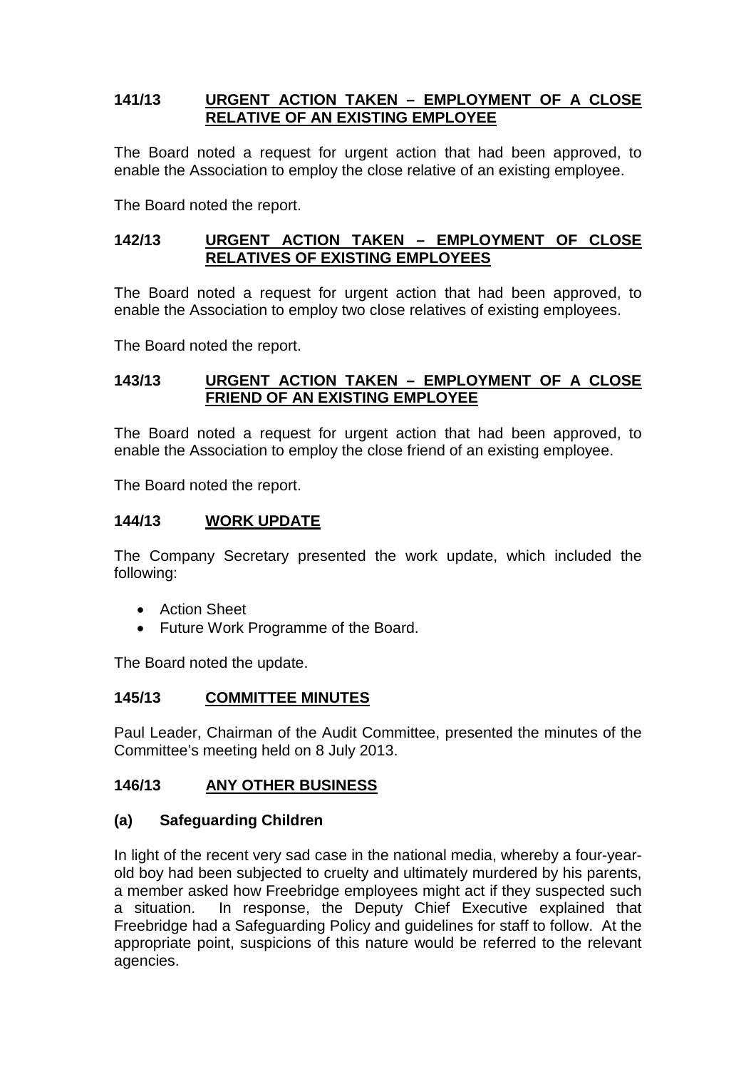## 141/13 URGENT ACTION TAKEN – EMPLOYMENT OF A CLOSE RELATIVE OF AN EXISTING EMPLOYEE

The Board noted a request for urgent action that had been approved, to enable the Association to employ the close relative of an existing employee.

The Board noted the report.

## 142/13 URGENT ACTION TAKEN – EMPLOYMENT OF CLOSE RELATIVES OF EXISTING EMPLOYEES

The Board noted a request for urgent action that had been approved, to enable the Association to employ two close relatives of existing employees.

The Board noted the report.

## 143/13 URGENT ACTION TAKEN – EMPLOYMENT OF A CLOSE FRIEND OF AN EXISTING EMPLOYEE

The Board noted a request for urgent action that had been approved, to enable the Association to employ the close friend of an existing employee.

The Board noted the report.

## 144/13 WORK UPDATE

The Company Secretary presented the work update, which included the following:

- Action Sheet
- Future Work Programme of the Board.

The Board noted the update.

## 145/13 COMMITTEE MINUTES

Paul Leader, Chairman of the Audit Committee, presented the minutes of the Committee's meeting held on 8 July 2013.

## 146/13 ANY OTHER BUSINESS

### (a) Safeguarding Children

In light of the recent very sad case in the national media, whereby a four-year-old boy had been subjected to cruelty and ultimately murdered by his parents, a member asked how Freebridge employees might act if they suspected such a situation. In response, the Deputy Chief Executive explained that Freebridge had a Safeguarding Policy and guidelines for staff to follow. At the appropriate point, suspicions of this nature would be referred to the relevant agencies.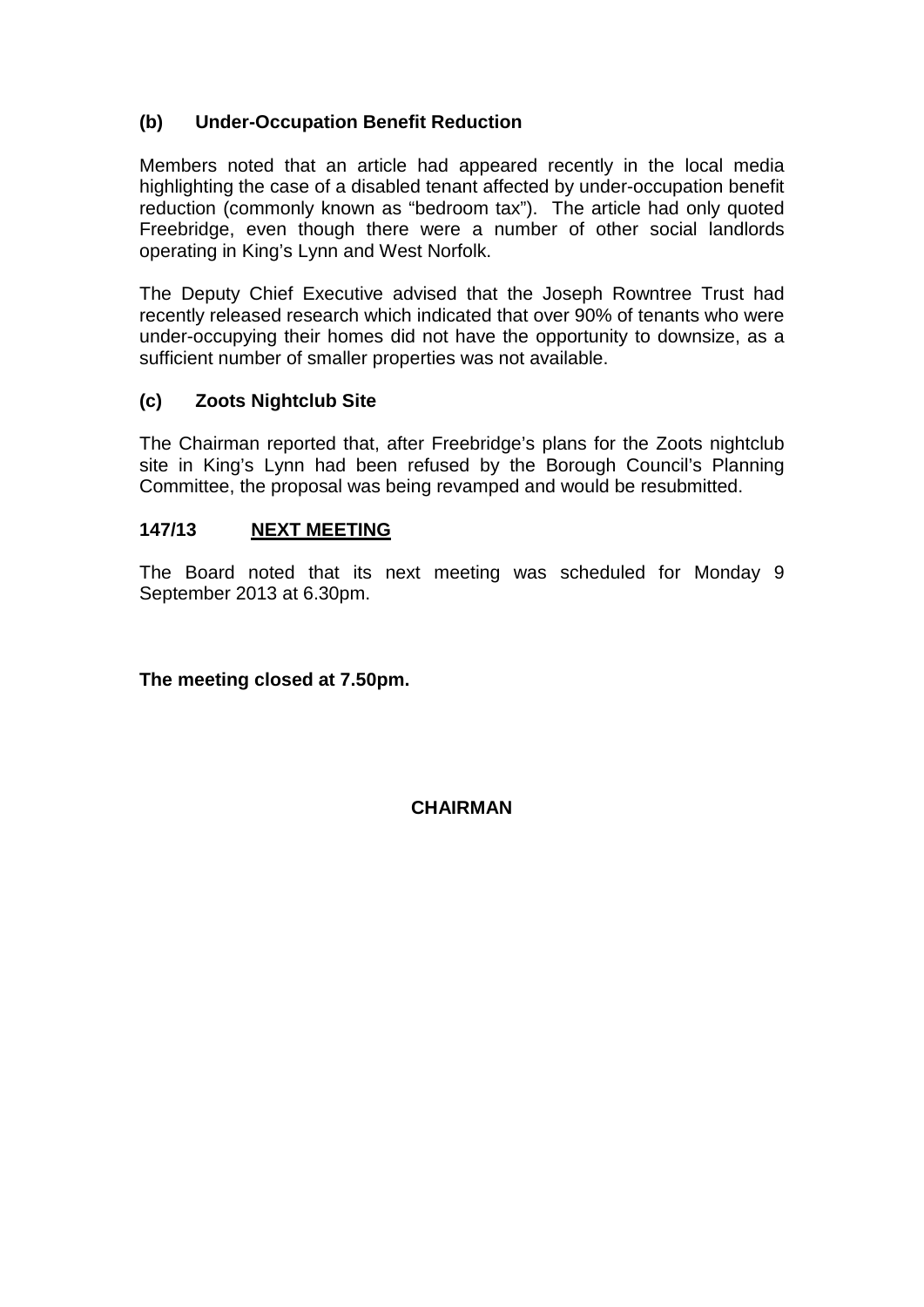### (b) Under-Occupation Benefit Reduction

Members noted that an article had appeared recently in the local media highlighting the case of a disabled tenant affected by under-occupation benefit reduction (commonly known as "bedroom tax"). The article had only quoted Freebridge, even though there were a number of other social landlords operating in King's Lynn and West Norfolk.

The Deputy Chief Executive advised that the Joseph Rowntree Trust had recently released research which indicated that over 90% of tenants who were under-occupying their homes did not have the opportunity to downsize, as a sufficient number of smaller properties was not available.

### (c) Zoots Nightclub Site

The Chairman reported that, after Freebridge's plans for the Zoots nightclub site in King's Lynn had been refused by the Borough Council's Planning Committee, the proposal was being revamped and would be resubmitted.

## 147/13 NEXT MEETING

The Board noted that its next meeting was scheduled for Monday 9 September 2013 at 6.30pm.

**The meeting closed at 7.50pm.**

**CHAIRMAN**